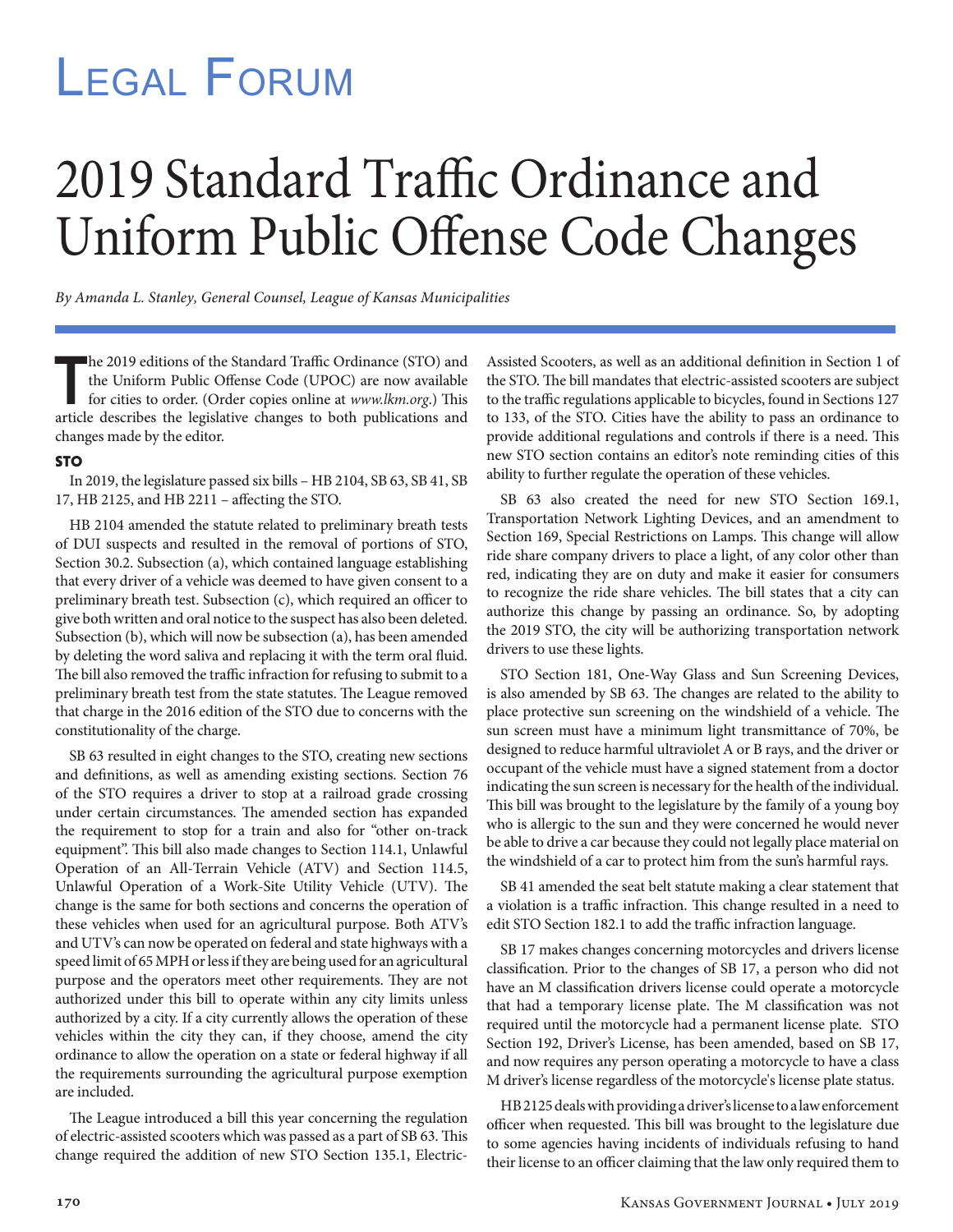# Legal Forum

# 2019 Standard Traffic Ordinance and Uniform Public Offense Code Changes

*By Amanda L. Stanley, General Counsel, League of Kansas Municipalities*

The 2019 editions of the Standard Traffic Ordinance (STO) and the Uniform Public Offense Code (UPOC) are now available for cities to order. (Order copies online at *www.lkm.org*.) This article describes the legislative changes to both publications and changes made by the editor.

### STO

In 2019, the legislature passed six bills – HB 2104, SB 63, SB 41, SB 17, HB 2125, and HB 2211 – affecting the STO.

HB 2104 amended the statute related to preliminary breath tests of DUI suspects and resulted in the removal of portions of STO, Section 30.2. Subsection (a), which contained language establishing that every driver of a vehicle was deemed to have given consent to a preliminary breath test. Subsection (c), which required an officer to give both written and oral notice to the suspect has also been deleted. Subsection (b), which will now be subsection (a), has been amended by deleting the word saliva and replacing it with the term oral fluid. The bill also removed the traffic infraction for refusing to submit to a preliminary breath test from the state statutes. The League removed that charge in the 2016 edition of the STO due to concerns with the constitutionality of the charge.

SB 63 resulted in eight changes to the STO, creating new sections and definitions, as well as amending existing sections. Section 76 of the STO requires a driver to stop at a railroad grade crossing under certain circumstances. The amended section has expanded the requirement to stop for a train and also for "other on-track equipment". This bill also made changes to Section 114.1, Unlawful Operation of an All-Terrain Vehicle (ATV) and Section 114.5, Unlawful Operation of a Work-Site Utility Vehicle (UTV). The change is the same for both sections and concerns the operation of these vehicles when used for an agricultural purpose. Both ATV's and UTV's can now be operated on federal and state highways with a speed limit of 65 MPH or less if they are being used for an agricultural purpose and the operators meet other requirements. They are not authorized under this bill to operate within any city limits unless authorized by a city. If a city currently allows the operation of these vehicles within the city they can, if they choose, amend the city ordinance to allow the operation on a state or federal highway if all the requirements surrounding the agricultural purpose exemption are included.

The League introduced a bill this year concerning the regulation of electric-assisted scooters which was passed as a part of SB 63. This change required the addition of new STO Section 135.1, Electric-Assisted Scooters, as well as an additional definition in Section 1 of the STO. The bill mandates that electric-assisted scooters are subject to the traffic regulations applicable to bicycles, found in Sections 127 to 133, of the STO. Cities have the ability to pass an ordinance to provide additional regulations and controls if there is a need. This new STO section contains an editor's note reminding cities of this ability to further regulate the operation of these vehicles.

SB 63 also created the need for new STO Section 169.1, Transportation Network Lighting Devices, and an amendment to Section 169, Special Restrictions on Lamps. This change will allow ride share company drivers to place a light, of any color other than red, indicating they are on duty and make it easier for consumers to recognize the ride share vehicles. The bill states that a city can authorize this change by passing an ordinance. So, by adopting the 2019 STO, the city will be authorizing transportation network drivers to use these lights.

STO Section 181, One-Way Glass and Sun Screening Devices, is also amended by SB 63. The changes are related to the ability to place protective sun screening on the windshield of a vehicle. The sun screen must have a minimum light transmittance of 70%, be designed to reduce harmful ultraviolet A or B rays, and the driver or occupant of the vehicle must have a signed statement from a doctor indicating the sun screen is necessary for the health of the individual. This bill was brought to the legislature by the family of a young boy who is allergic to the sun and they were concerned he would never be able to drive a car because they could not legally place material on the windshield of a car to protect him from the sun's harmful rays.

SB 41 amended the seat belt statute making a clear statement that a violation is a traffic infraction. This change resulted in a need to edit STO Section 182.1 to add the traffic infraction language.

SB 17 makes changes concerning motorcycles and drivers license classification. Prior to the changes of SB 17, a person who did not have an M classification drivers license could operate a motorcycle that had a temporary license plate. The M classification was not required until the motorcycle had a permanent license plate. STO Section 192, Driver's License, has been amended, based on SB 17, and now requires any person operating a motorcycle to have a class M driver's license regardless of the motorcycle's license plate status.

HB 2125 deals with providing a driver's license to a law enforcement officer when requested. This bill was brought to the legislature due to some agencies having incidents of individuals refusing to hand their license to an officer claiming that the law only required them to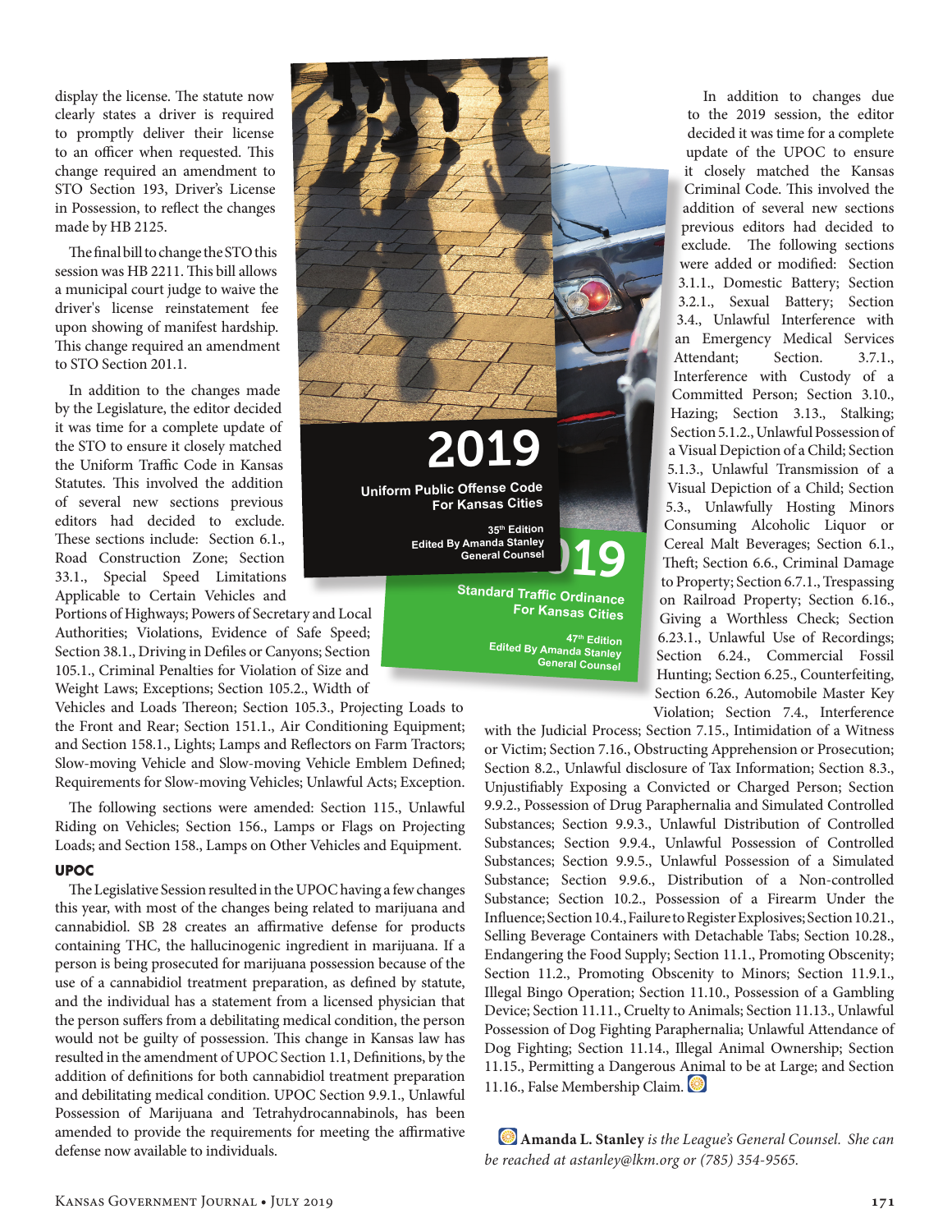display the license. The statute now clearly states a driver is required to promptly deliver their license to an officer when requested. This change required an amendment to STO Section 193, Driver's License in Possession, to reflect the changes made by HB 2125.

The final bill to change the STO this session was HB 2211. This bill allows a municipal court judge to waive the driver's license reinstatement fee upon showing of manifest hardship. This change required an amendment to STO Section 201.1.

In addition to the changes made by the Legislature, the editor decided it was time for a complete update of the STO to ensure it closely matched the Uniform Traffic Code in Kansas Statutes. This involved the addition of several new sections previous editors had decided to exclude. These sections include: Section 6.1., Road Construction Zone; Section 33.1., Special Speed Limitations Applicable to Certain Vehicles and Portions of Highways; Powers of Secretary and Local Authorities; Violations, Evidence of Safe Speed; Section 38.1., Driving in Defiles or Canyons; Section 105.1., Criminal Penalties for Violation of Size and Weight Laws; Exceptions; Section 105.2., Width of Vehicles and Loads Thereon; Section 105.3., Projecting Loads to the Front and Rear; Section 151.1., Air Conditioning Equipment; and Section 158.1., Lights; Lamps and Reflectors on Farm Tractors; Slow-moving Vehicle and Slow-moving Vehicle Emblem Defined; Requirements for Slow-moving Vehicles; Unlawful Acts; Exception.

The following sections were amended: Section 115., Unlawful Riding on Vehicles; Section 156., Lamps or Flags on Projecting Loads; and Section 158., Lamps on Other Vehicles and Equipment.

## UPOC

The Legislative Session resulted in the UPOC having a few changes this year, with most of the changes being related to marijuana and cannabidiol. SB 28 creates an affirmative defense for products containing THC, the hallucinogenic ingredient in marijuana. If a person is being prosecuted for marijuana possession because of the use of a cannabidiol treatment preparation, as defined by statute, and the individual has a statement from a licensed physician that the person suffers from a debilitating medical condition, the person would not be guilty of possession. This change in Kansas law has resulted in the amendment of UPOC Section 1.1, Definitions, by the addition of definitions for both cannabidiol treatment preparation and debilitating medical condition. UPOC Section 9.9.1., Unlawful Possession of Marijuana and Tetrahydrocannabinols, has been amended to provide the requirements for meeting the affirmative defense now available to individuals.

2019
Uniform Public Offense Code For Kansas Cities
35th Edition
Edited By Amanda Stanley General Counsel

2019
Standard Traffic Ordinance For Kansas Cities
47th Edition
Edited By Amanda Stanley General Counsel

In addition to changes due to the 2019 session, the editor decided it was time for a complete update of the UPOC to ensure it closely matched the Kansas Criminal Code. This involved the addition of several new sections previous editors had decided to exclude. The following sections were added or modified: Section 3.1.1., Domestic Battery; Section 3.2.1., Sexual Battery; Section 3.4., Unlawful Interference with an Emergency Medical Services Attendant; Section. 3.7.1., Interference with Custody of a Committed Person; Section 3.10., Hazing; Section 3.13., Stalking; Section 5.1.2., Unlawful Possession of a Visual Depiction of a Child; Section 5.1.3., Unlawful Transmission of a Visual Depiction of a Child; Section 5.3., Unlawfully Hosting Minors Consuming Alcoholic Liquor or Cereal Malt Beverages; Section 6.1., Theft; Section 6.6., Criminal Damage to Property; Section 6.7.1., Trespassing on Railroad Property; Section 6.16., Giving a Worthless Check; Section 6.23.1., Unlawful Use of Recordings; Section 6.24., Commercial Fossil Hunting; Section 6.25., Counterfeiting, Section 6.26., Automobile Master Key Violation; Section 7.4., Interference with the Judicial Process; Section 7.15., Intimidation of a Witness or Victim; Section 7.16., Obstructing Apprehension or Prosecution; Section 8.2., Unlawful disclosure of Tax Information; Section 8.3., Unjustifiably Exposing a Convicted or Charged Person; Section 9.9.2., Possession of Drug Paraphernalia and Simulated Controlled Substances; Section 9.9.3., Unlawful Distribution of Controlled Substances; Section 9.9.4., Unlawful Possession of Controlled Substances; Section 9.9.5., Unlawful Possession of a Simulated Substance; Section 9.9.6., Distribution of a Non-controlled Substance; Section 10.2., Possession of a Firearm Under the Influence; Section 10.4., Failure to Register Explosives; Section 10.21., Selling Beverage Containers with Detachable Tabs; Section 10.28., Endangering the Food Supply; Section 11.1., Promoting Obscenity; Section 11.2., Promoting Obscenity to Minors; Section 11.9.1., Illegal Bingo Operation; Section 11.10., Possession of a Gambling Device; Section 11.11., Cruelty to Animals; Section 11.13., Unlawful Possession of Dog Fighting Paraphernalia; Unlawful Attendance of Dog Fighting; Section 11.14., Illegal Animal Ownership; Section 11.15., Permitting a Dangerous Animal to be at Large; and Section 11.16., False Membership Claim.

**Amanda L. Stanley** *is the League's General Counsel. She can be reached at astanley@lkm.org or (785) 354-9565.*